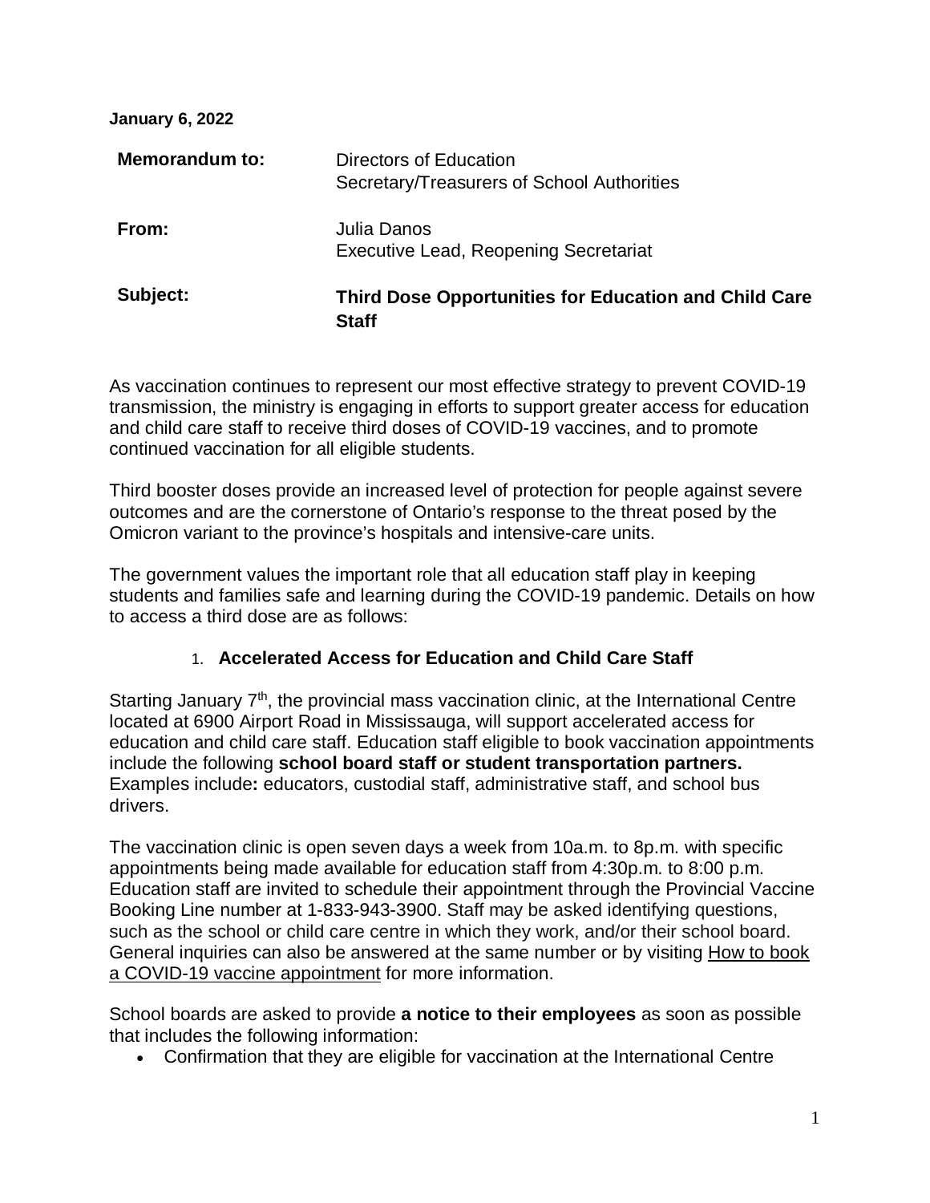**January 6, 2022**

**Memorandum to:** Directors of Education
Secretary/Treasurers of School Authorities

**From:** Julia Danos
Executive Lead, Reopening Secretariat

**Subject:** **Third Dose Opportunities for Education and Child Care Staff**

As vaccination continues to represent our most effective strategy to prevent COVID-19 transmission, the ministry is engaging in efforts to support greater access for education and child care staff to receive third doses of COVID-19 vaccines, and to promote continued vaccination for all eligible students.

Third booster doses provide an increased level of protection for people against severe outcomes and are the cornerstone of Ontario's response to the threat posed by the Omicron variant to the province's hospitals and intensive-care units.

The government values the important role that all education staff play in keeping students and families safe and learning during the COVID-19 pandemic. Details on how to access a third dose are as follows:

1. **Accelerated Access for Education and Child Care Staff**

Starting January 7th, the provincial mass vaccination clinic, at the International Centre located at 6900 Airport Road in Mississauga, will support accelerated access for education and child care staff. Education staff eligible to book vaccination appointments include the following **school board staff or student transportation partners.** Examples include**:** educators, custodial staff, administrative staff, and school bus drivers.

The vaccination clinic is open seven days a week from 10a.m. to 8p.m. with specific appointments being made available for education staff from 4:30p.m. to 8:00 p.m. Education staff are invited to schedule their appointment through the Provincial Vaccine Booking Line number at 1-833-943-3900. Staff may be asked identifying questions, such as the school or child care centre in which they work, and/or their school board. General inquiries can also be answered at the same number or by visiting How to book a COVID-19 vaccine appointment for more information.

School boards are asked to provide **a notice to their employees** as soon as possible that includes the following information:

- Confirmation that they are eligible for vaccination at the International Centre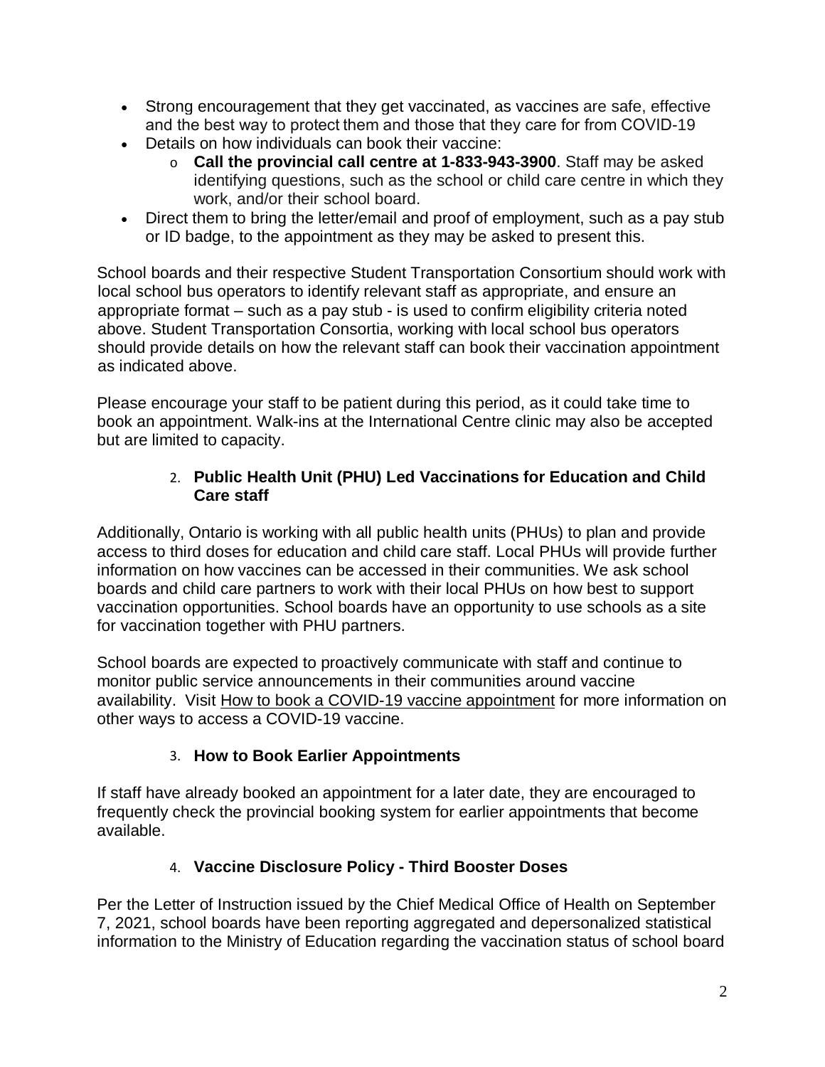- Strong encouragement that they get vaccinated, as vaccines are safe, effective and the best way to protect them and those that they care for from COVID-19
- Details on how individuals can book their vaccine:
    - **Call the provincial call centre at 1-833-943-3900**. Staff may be asked identifying questions, such as the school or child care centre in which they work, and/or their school board.
- Direct them to bring the letter/email and proof of employment, such as a pay stub or ID badge, to the appointment as they may be asked to present this.

School boards and their respective Student Transportation Consortium should work with local school bus operators to identify relevant staff as appropriate, and ensure an appropriate format – such as a pay stub - is used to confirm eligibility criteria noted above. Student Transportation Consortia, working with local school bus operators should provide details on how the relevant staff can book their vaccination appointment as indicated above.

Please encourage your staff to be patient during this period, as it could take time to book an appointment. Walk-ins at the International Centre clinic may also be accepted but are limited to capacity.

## 2. Public Health Unit (PHU) Led Vaccinations for Education and Child Care staff

Additionally, Ontario is working with all public health units (PHUs) to plan and provide access to third doses for education and child care staff. Local PHUs will provide further information on how vaccines can be accessed in their communities. We ask school boards and child care partners to work with their local PHUs on how best to support vaccination opportunities. School boards have an opportunity to use schools as a site for vaccination together with PHU partners.

School boards are expected to proactively communicate with staff and continue to monitor public service announcements in their communities around vaccine availability. Visit How to book a COVID-19 vaccine appointment for more information on other ways to access a COVID-19 vaccine.

## 3. How to Book Earlier Appointments

If staff have already booked an appointment for a later date, they are encouraged to frequently check the provincial booking system for earlier appointments that become available.

## 4. Vaccine Disclosure Policy - Third Booster Doses

Per the Letter of Instruction issued by the Chief Medical Office of Health on September 7, 2021, school boards have been reporting aggregated and depersonalized statistical information to the Ministry of Education regarding the vaccination status of school board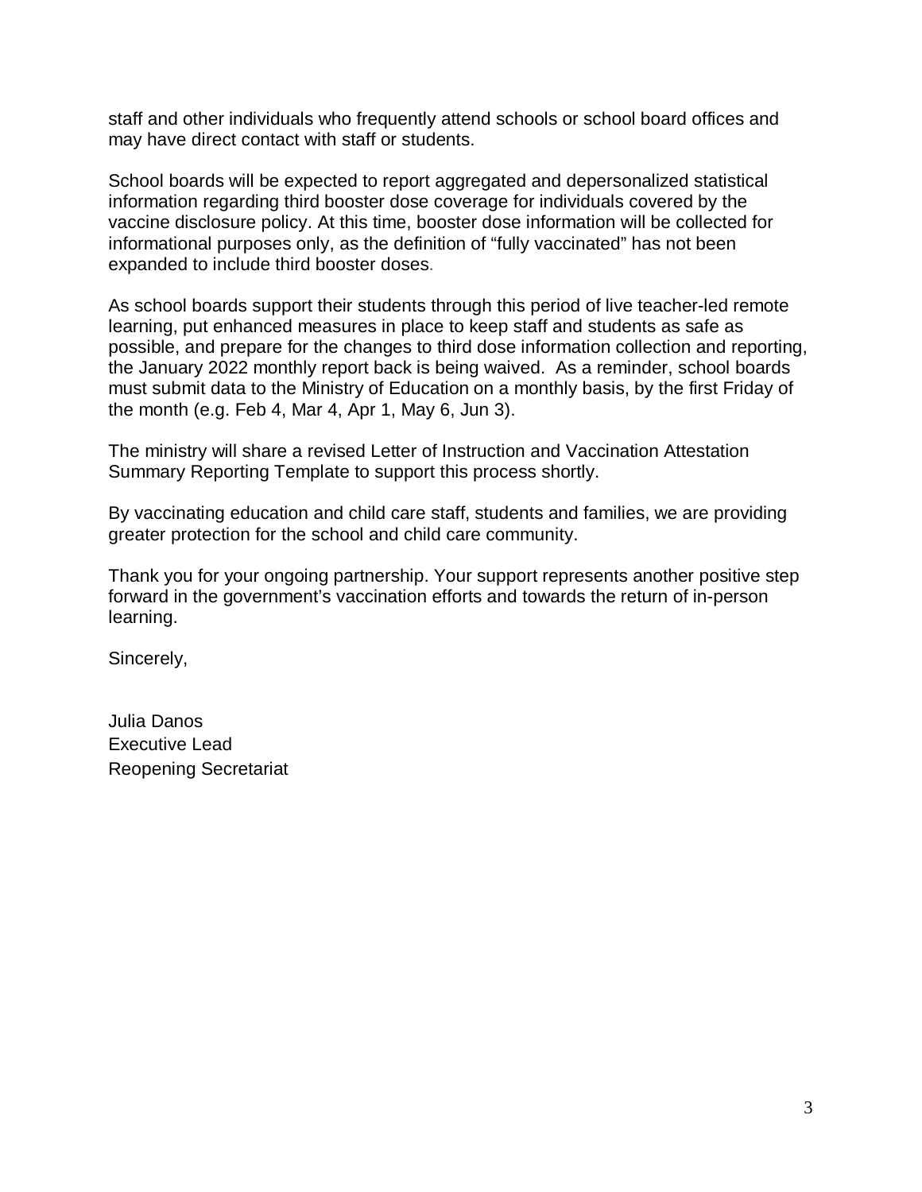staff and other individuals who frequently attend schools or school board offices and may have direct contact with staff or students.

School boards will be expected to report aggregated and depersonalized statistical information regarding third booster dose coverage for individuals covered by the vaccine disclosure policy. At this time, booster dose information will be collected for informational purposes only, as the definition of "fully vaccinated" has not been expanded to include third booster doses.

As school boards support their students through this period of live teacher-led remote learning, put enhanced measures in place to keep staff and students as safe as possible, and prepare for the changes to third dose information collection and reporting, the January 2022 monthly report back is being waived. As a reminder, school boards must submit data to the Ministry of Education on a monthly basis, by the first Friday of the month (e.g. Feb 4, Mar 4, Apr 1, May 6, Jun 3).

The ministry will share a revised Letter of Instruction and Vaccination Attestation Summary Reporting Template to support this process shortly.

By vaccinating education and child care staff, students and families, we are providing greater protection for the school and child care community.

Thank you for your ongoing partnership. Your support represents another positive step forward in the government's vaccination efforts and towards the return of in-person learning.

Sincerely,

Julia Danos
Executive Lead
Reopening Secretariat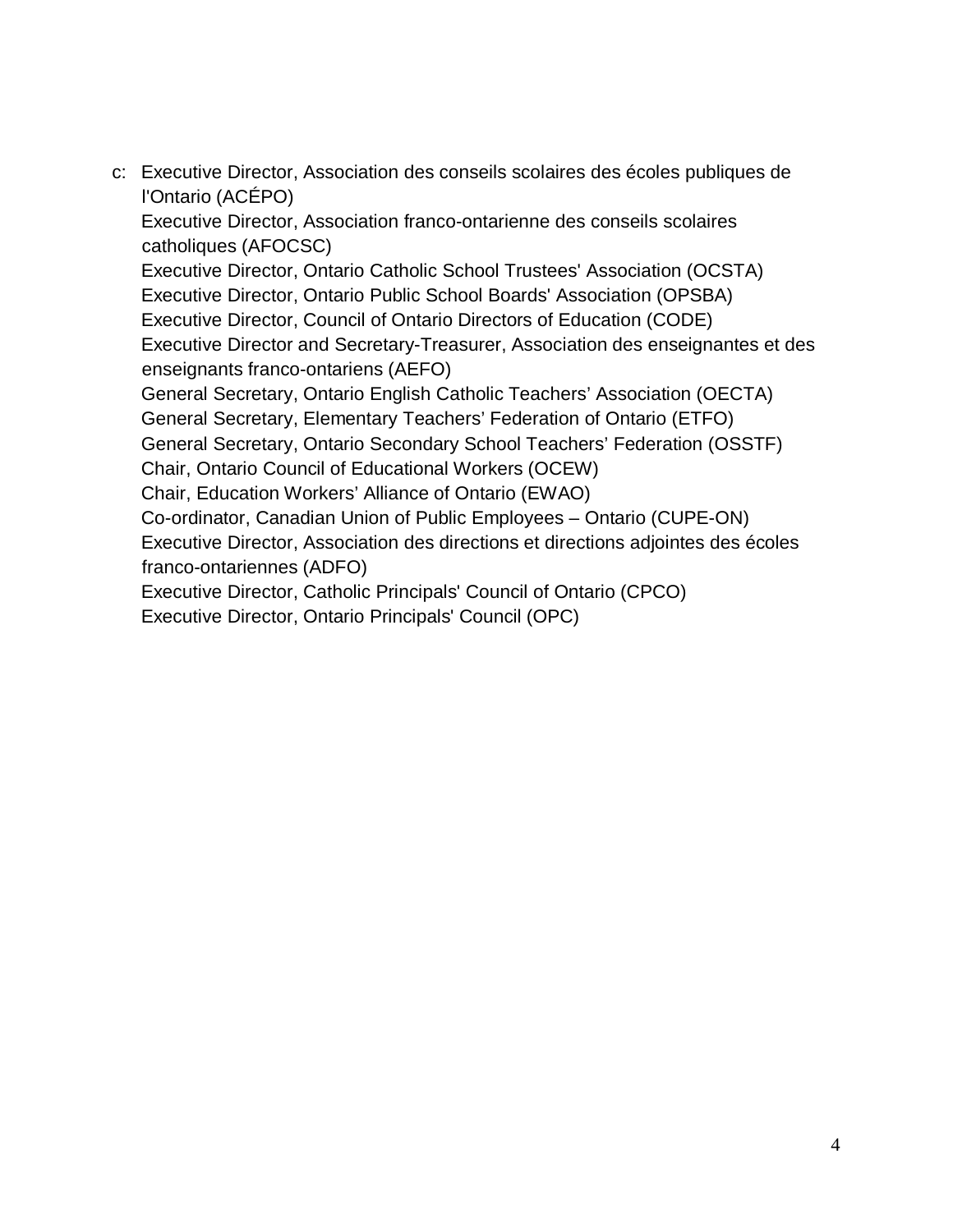c: Executive Director, Association des conseils scolaires des écoles publiques de l'Ontario (ACÉPO)  
Executive Director, Association franco-ontarienne des conseils scolaires catholiques (AFOCSC)  
Executive Director, Ontario Catholic School Trustees' Association (OCSTA)  
Executive Director, Ontario Public School Boards' Association (OPSBA)  
Executive Director, Council of Ontario Directors of Education (CODE)  
Executive Director and Secretary-Treasurer, Association des enseignantes et des enseignants franco-ontariens (AEFO)  
General Secretary, Ontario English Catholic Teachers' Association (OECTA)  
General Secretary, Elementary Teachers' Federation of Ontario (ETFO)  
General Secretary, Ontario Secondary School Teachers' Federation (OSSTF)  
Chair, Ontario Council of Educational Workers (OCEW)  
Chair, Education Workers' Alliance of Ontario (EWAO)  
Co-ordinator, Canadian Union of Public Employees – Ontario (CUPE-ON)  
Executive Director, Association des directions et directions adjointes des écoles franco-ontariennes (ADFO)  
Executive Director, Catholic Principals' Council of Ontario (CPCO)  
Executive Director, Ontario Principals' Council (OPC)